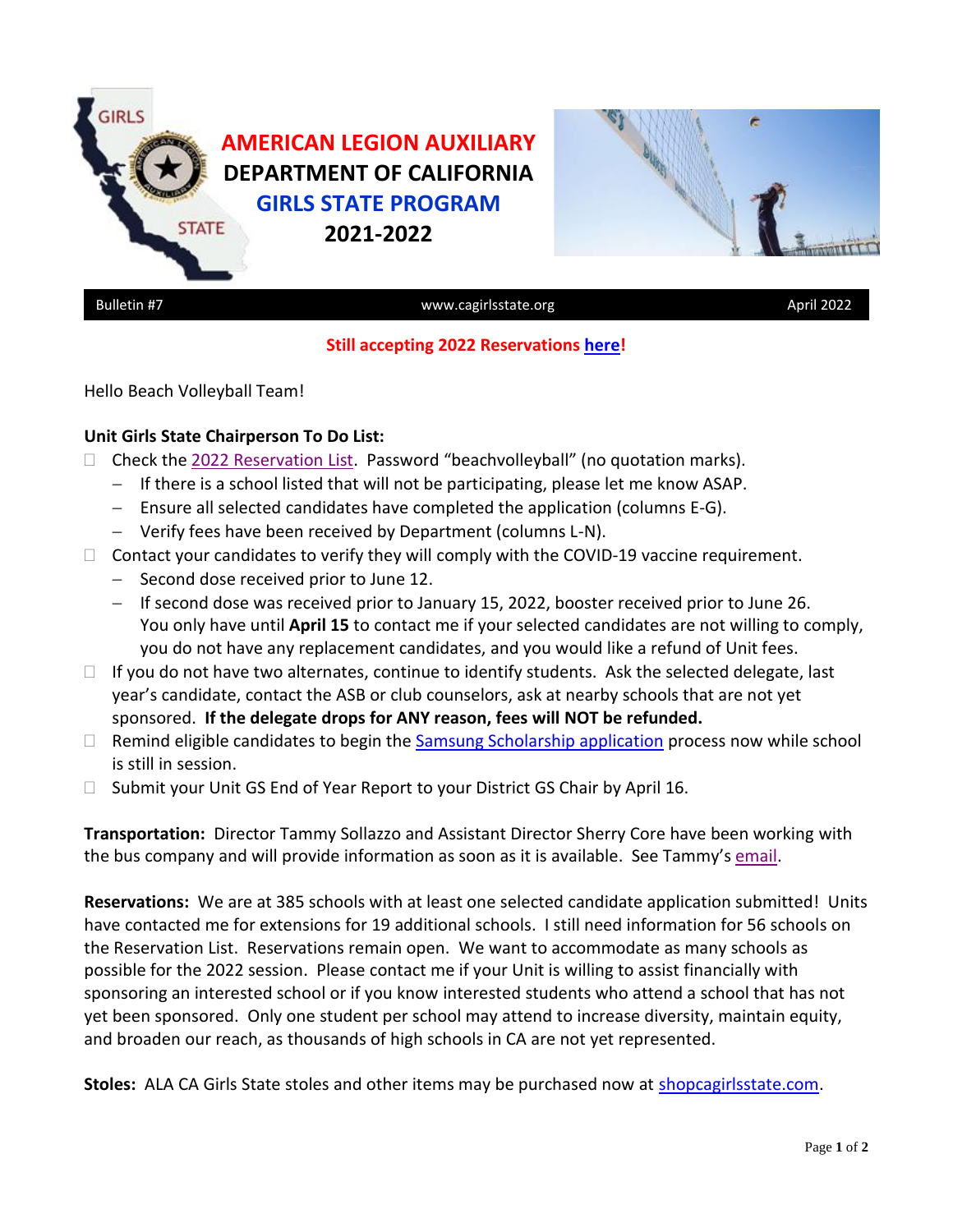# AMERICAN LEGION AUXILIARY
# DEPARTMENT OF CALIFORNIA
# GIRLS STATE PROGRAM
# 2021-2022

Bulletin #7 | www.cagirlsstate.org | April 2022

**Still accepting 2022 Reservations here!**

Hello Beach Volleyball Team!

**Unit Girls State Chairperson To Do List:**

- ☐ Check the 2022 Reservation List. Password "beachvolleyball" (no quotation marks).
  - If there is a school listed that will not be participating, please let me know ASAP.
  - Ensure all selected candidates have completed the application (columns E-G).
  - Verify fees have been received by Department (columns L-N).
- ☐ Contact your candidates to verify they will comply with the COVID-19 vaccine requirement.
  - Second dose received prior to June 12.
  - If second dose was received prior to January 15, 2022, booster received prior to June 26. You only have until **April 15** to contact me if your selected candidates are not willing to comply, you do not have any replacement candidates, and you would like a refund of Unit fees.
- ☐ If you do not have two alternates, continue to identify students. Ask the selected delegate, last year's candidate, contact the ASB or club counselors, ask at nearby schools that are not yet sponsored. **If the delegate drops for ANY reason, fees will NOT be refunded.**
- ☐ Remind eligible candidates to begin the Samsung Scholarship application process now while school is still in session.
- ☐ Submit your Unit GS End of Year Report to your District GS Chair by April 16.

**Transportation:** Director Tammy Sollazzo and Assistant Director Sherry Core have been working with the bus company and will provide information as soon as it is available. See Tammy's email.

**Reservations:** We are at 385 schools with at least one selected candidate application submitted! Units have contacted me for extensions for 19 additional schools. I still need information for 56 schools on the Reservation List. Reservations remain open. We want to accommodate as many schools as possible for the 2022 session. Please contact me if your Unit is willing to assist financially with sponsoring an interested school or if you know interested students who attend a school that has not yet been sponsored. Only one student per school may attend to increase diversity, maintain equity, and broaden our reach, as thousands of high schools in CA are not yet represented.

**Stoles:** ALA CA Girls State stoles and other items may be purchased now at shopcagirlsstate.com.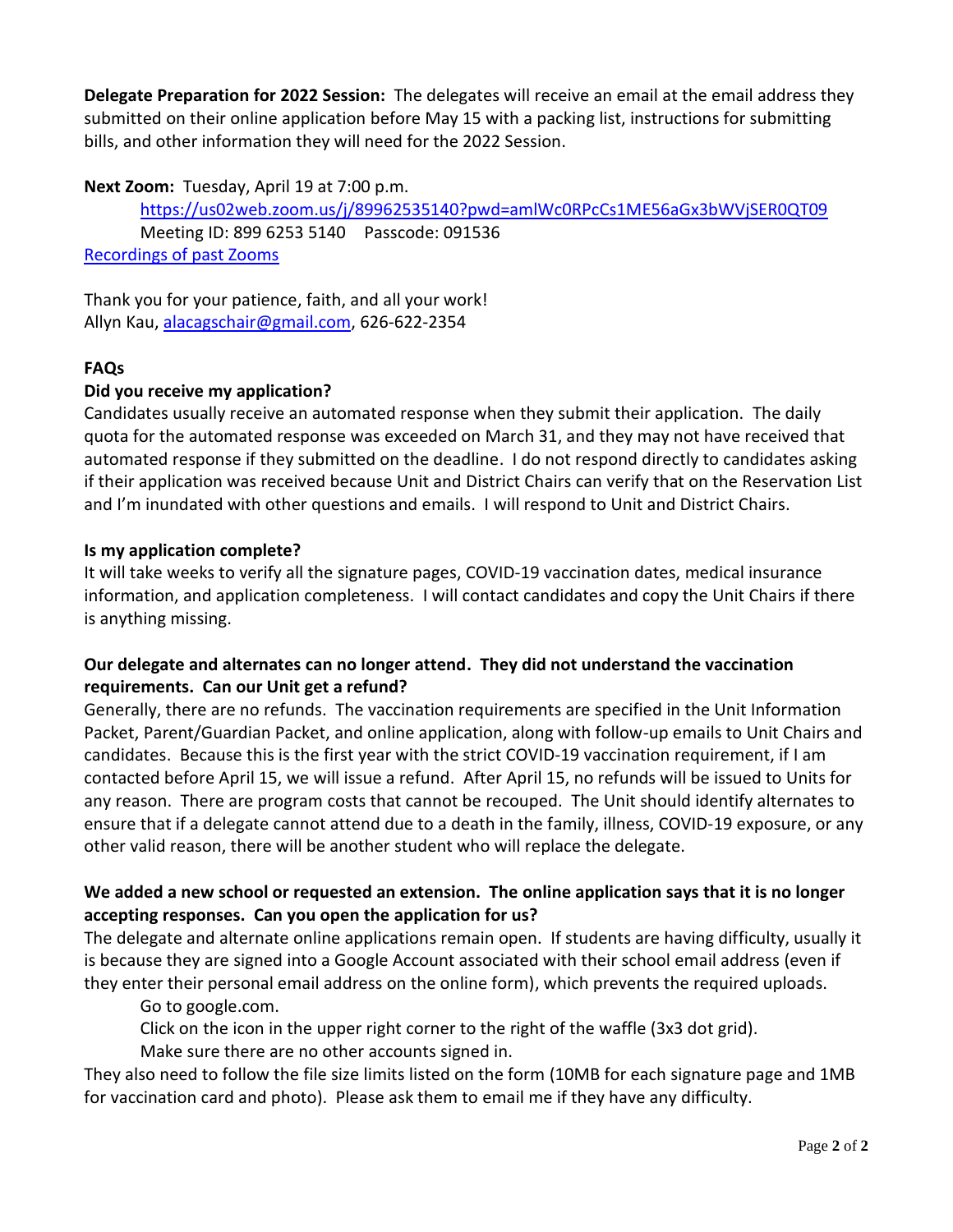**Delegate Preparation for 2022 Session:** The delegates will receive an email at the email address they submitted on their online application before May 15 with a packing list, instructions for submitting bills, and other information they will need for the 2022 Session.

**Next Zoom:** Tuesday, April 19 at 7:00 p.m.

https://us02web.zoom.us/j/89962535140?pwd=amlWc0RPcCs1ME56aGx3bWVjSER0QT09

Meeting ID: 899 6253 5140 Passcode: 091536

Recordings of past Zooms

Thank you for your patience, faith, and all your work!
Allyn Kau, alacagschair@gmail.com, 626-622-2354

**FAQs**

**Did you receive my application?**

Candidates usually receive an automated response when they submit their application. The daily quota for the automated response was exceeded on March 31, and they may not have received that automated response if they submitted on the deadline. I do not respond directly to candidates asking if their application was received because Unit and District Chairs can verify that on the Reservation List and I'm inundated with other questions and emails. I will respond to Unit and District Chairs.

**Is my application complete?**

It will take weeks to verify all the signature pages, COVID-19 vaccination dates, medical insurance information, and application completeness. I will contact candidates and copy the Unit Chairs if there is anything missing.

**Our delegate and alternates can no longer attend. They did not understand the vaccination requirements. Can our Unit get a refund?**

Generally, there are no refunds. The vaccination requirements are specified in the Unit Information Packet, Parent/Guardian Packet, and online application, along with follow-up emails to Unit Chairs and candidates. Because this is the first year with the strict COVID-19 vaccination requirement, if I am contacted before April 15, we will issue a refund. After April 15, no refunds will be issued to Units for any reason. There are program costs that cannot be recouped. The Unit should identify alternates to ensure that if a delegate cannot attend due to a death in the family, illness, COVID-19 exposure, or any other valid reason, there will be another student who will replace the delegate.

**We added a new school or requested an extension. The online application says that it is no longer accepting responses. Can you open the application for us?**

The delegate and alternate online applications remain open. If students are having difficulty, usually it is because they are signed into a Google Account associated with their school email address (even if they enter their personal email address on the online form), which prevents the required uploads.

Go to google.com.

Click on the icon in the upper right corner to the right of the waffle (3x3 dot grid).

Make sure there are no other accounts signed in.

They also need to follow the file size limits listed on the form (10MB for each signature page and 1MB for vaccination card and photo). Please ask them to email me if they have any difficulty.